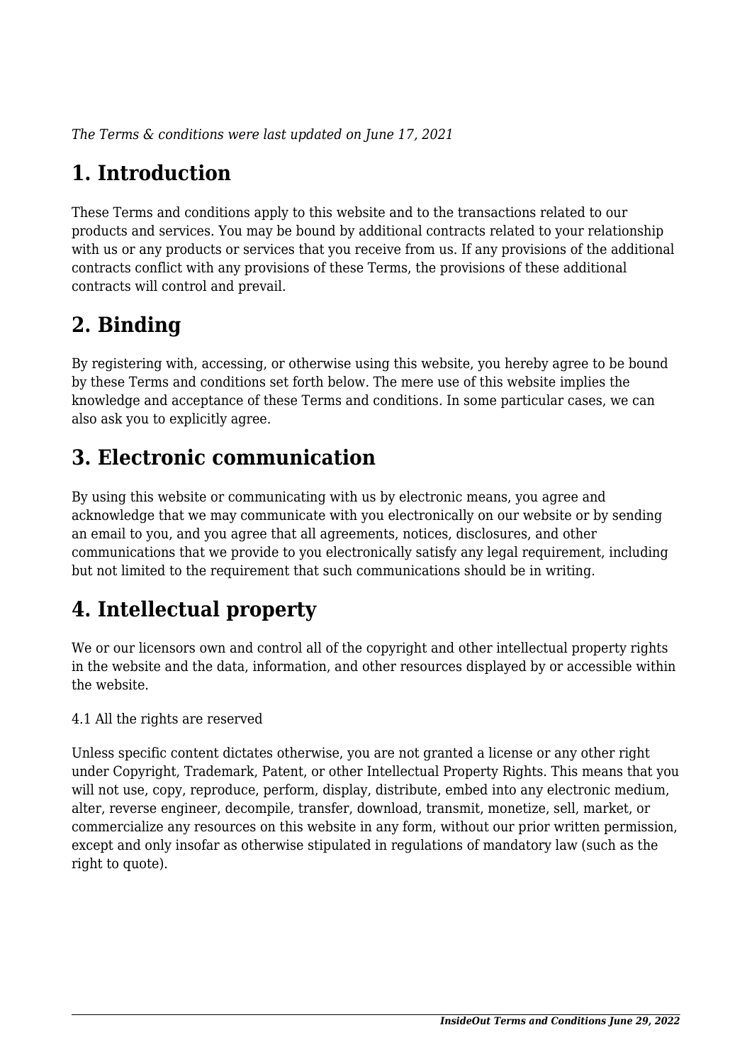*The Terms & conditions were last updated on June 17, 2021*

# 1. Introduction

These Terms and conditions apply to this website and to the transactions related to our products and services. You may be bound by additional contracts related to your relationship with us or any products or services that you receive from us. If any provisions of the additional contracts conflict with any provisions of these Terms, the provisions of these additional contracts will control and prevail.

# 2. Binding

By registering with, accessing, or otherwise using this website, you hereby agree to be bound by these Terms and conditions set forth below. The mere use of this website implies the knowledge and acceptance of these Terms and conditions. In some particular cases, we can also ask you to explicitly agree.

# 3. Electronic communication

By using this website or communicating with us by electronic means, you agree and acknowledge that we may communicate with you electronically on our website or by sending an email to you, and you agree that all agreements, notices, disclosures, and other communications that we provide to you electronically satisfy any legal requirement, including but not limited to the requirement that such communications should be in writing.

# 4. Intellectual property

We or our licensors own and control all of the copyright and other intellectual property rights in the website and the data, information, and other resources displayed by or accessible within the website.

4.1 All the rights are reserved

Unless specific content dictates otherwise, you are not granted a license or any other right under Copyright, Trademark, Patent, or other Intellectual Property Rights. This means that you will not use, copy, reproduce, perform, display, distribute, embed into any electronic medium, alter, reverse engineer, decompile, transfer, download, transmit, monetize, sell, market, or commercialize any resources on this website in any form, without our prior written permission, except and only insofar as otherwise stipulated in regulations of mandatory law (such as the right to quote).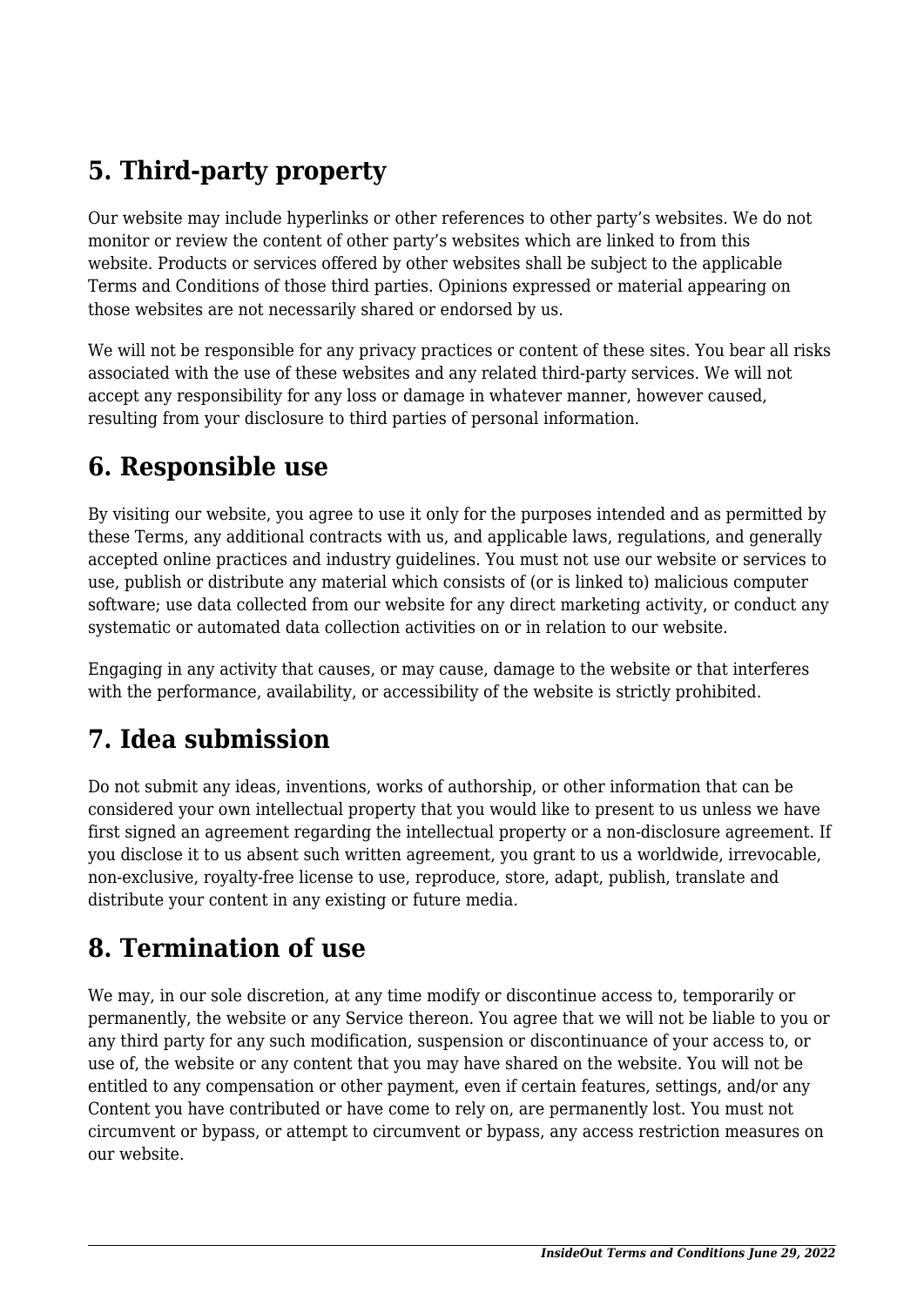## 5. Third-party property

Our website may include hyperlinks or other references to other party's websites. We do not monitor or review the content of other party's websites which are linked to from this website. Products or services offered by other websites shall be subject to the applicable Terms and Conditions of those third parties. Opinions expressed or material appearing on those websites are not necessarily shared or endorsed by us.

We will not be responsible for any privacy practices or content of these sites. You bear all risks associated with the use of these websites and any related third-party services. We will not accept any responsibility for any loss or damage in whatever manner, however caused, resulting from your disclosure to third parties of personal information.

## 6. Responsible use

By visiting our website, you agree to use it only for the purposes intended and as permitted by these Terms, any additional contracts with us, and applicable laws, regulations, and generally accepted online practices and industry guidelines. You must not use our website or services to use, publish or distribute any material which consists of (or is linked to) malicious computer software; use data collected from our website for any direct marketing activity, or conduct any systematic or automated data collection activities on or in relation to our website.

Engaging in any activity that causes, or may cause, damage to the website or that interferes with the performance, availability, or accessibility of the website is strictly prohibited.

## 7. Idea submission

Do not submit any ideas, inventions, works of authorship, or other information that can be considered your own intellectual property that you would like to present to us unless we have first signed an agreement regarding the intellectual property or a non-disclosure agreement. If you disclose it to us absent such written agreement, you grant to us a worldwide, irrevocable, non-exclusive, royalty-free license to use, reproduce, store, adapt, publish, translate and distribute your content in any existing or future media.

## 8. Termination of use

We may, in our sole discretion, at any time modify or discontinue access to, temporarily or permanently, the website or any Service thereon. You agree that we will not be liable to you or any third party for any such modification, suspension or discontinuance of your access to, or use of, the website or any content that you may have shared on the website. You will not be entitled to any compensation or other payment, even if certain features, settings, and/or any Content you have contributed or have come to rely on, are permanently lost. You must not circumvent or bypass, or attempt to circumvent or bypass, any access restriction measures on our website.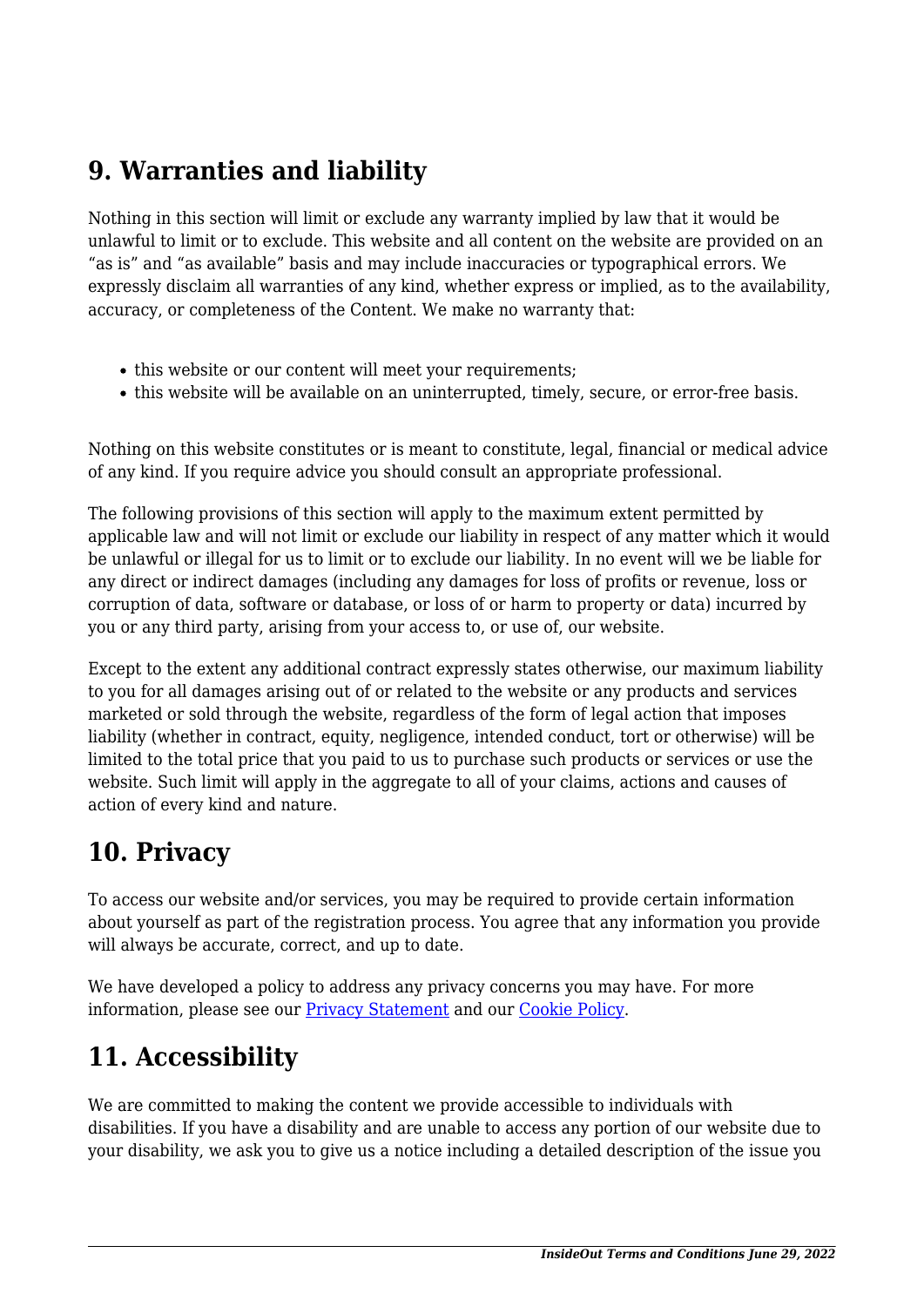## 9. Warranties and liability

Nothing in this section will limit or exclude any warranty implied by law that it would be unlawful to limit or to exclude. This website and all content on the website are provided on an “as is” and “as available” basis and may include inaccuracies or typographical errors. We expressly disclaim all warranties of any kind, whether express or implied, as to the availability, accuracy, or completeness of the Content. We make no warranty that:

- this website or our content will meet your requirements;
- this website will be available on an uninterrupted, timely, secure, or error-free basis.

Nothing on this website constitutes or is meant to constitute, legal, financial or medical advice of any kind. If you require advice you should consult an appropriate professional.

The following provisions of this section will apply to the maximum extent permitted by applicable law and will not limit or exclude our liability in respect of any matter which it would be unlawful or illegal for us to limit or to exclude our liability. In no event will we be liable for any direct or indirect damages (including any damages for loss of profits or revenue, loss or corruption of data, software or database, or loss of or harm to property or data) incurred by you or any third party, arising from your access to, or use of, our website.

Except to the extent any additional contract expressly states otherwise, our maximum liability to you for all damages arising out of or related to the website or any products and services marketed or sold through the website, regardless of the form of legal action that imposes liability (whether in contract, equity, negligence, intended conduct, tort or otherwise) will be limited to the total price that you paid to us to purchase such products or services or use the website. Such limit will apply in the aggregate to all of your claims, actions and causes of action of every kind and nature.

## 10. Privacy

To access our website and/or services, you may be required to provide certain information about yourself as part of the registration process. You agree that any information you provide will always be accurate, correct, and up to date.

We have developed a policy to address any privacy concerns you may have. For more information, please see our [Privacy Statement]() and our [Cookie Policy]().

## 11. Accessibility

We are committed to making the content we provide accessible to individuals with disabilities. If you have a disability and are unable to access any portion of our website due to your disability, we ask you to give us a notice including a detailed description of the issue you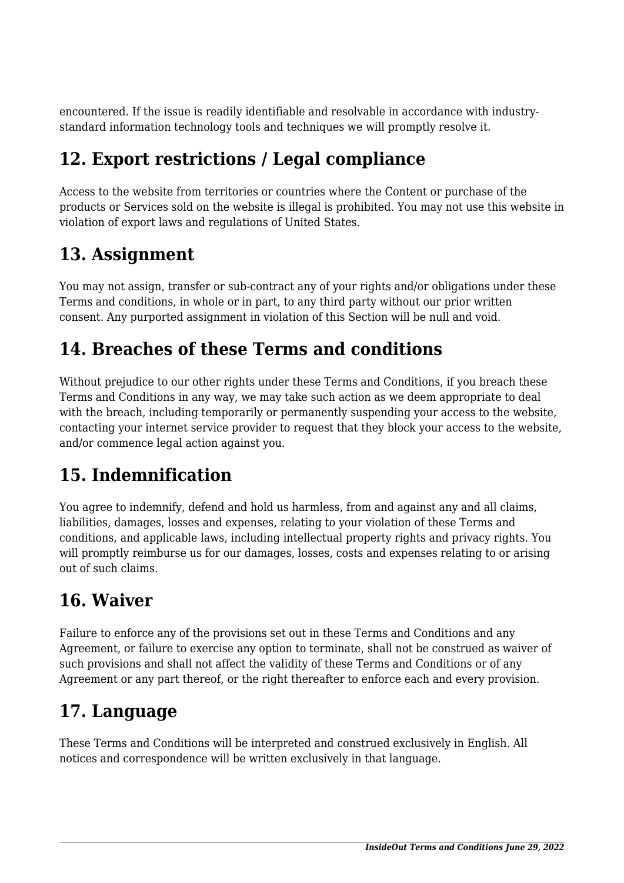encountered. If the issue is readily identifiable and resolvable in accordance with industry-standard information technology tools and techniques we will promptly resolve it.

## 12. Export restrictions / Legal compliance

Access to the website from territories or countries where the Content or purchase of the products or Services sold on the website is illegal is prohibited. You may not use this website in violation of export laws and regulations of United States.

## 13. Assignment

You may not assign, transfer or sub-contract any of your rights and/or obligations under these Terms and conditions, in whole or in part, to any third party without our prior written consent. Any purported assignment in violation of this Section will be null and void.

## 14. Breaches of these Terms and conditions

Without prejudice to our other rights under these Terms and Conditions, if you breach these Terms and Conditions in any way, we may take such action as we deem appropriate to deal with the breach, including temporarily or permanently suspending your access to the website, contacting your internet service provider to request that they block your access to the website, and/or commence legal action against you.

## 15. Indemnification

You agree to indemnify, defend and hold us harmless, from and against any and all claims, liabilities, damages, losses and expenses, relating to your violation of these Terms and conditions, and applicable laws, including intellectual property rights and privacy rights. You will promptly reimburse us for our damages, losses, costs and expenses relating to or arising out of such claims.

## 16. Waiver

Failure to enforce any of the provisions set out in these Terms and Conditions and any Agreement, or failure to exercise any option to terminate, shall not be construed as waiver of such provisions and shall not affect the validity of these Terms and Conditions or of any Agreement or any part thereof, or the right thereafter to enforce each and every provision.

## 17. Language

These Terms and Conditions will be interpreted and construed exclusively in English. All notices and correspondence will be written exclusively in that language.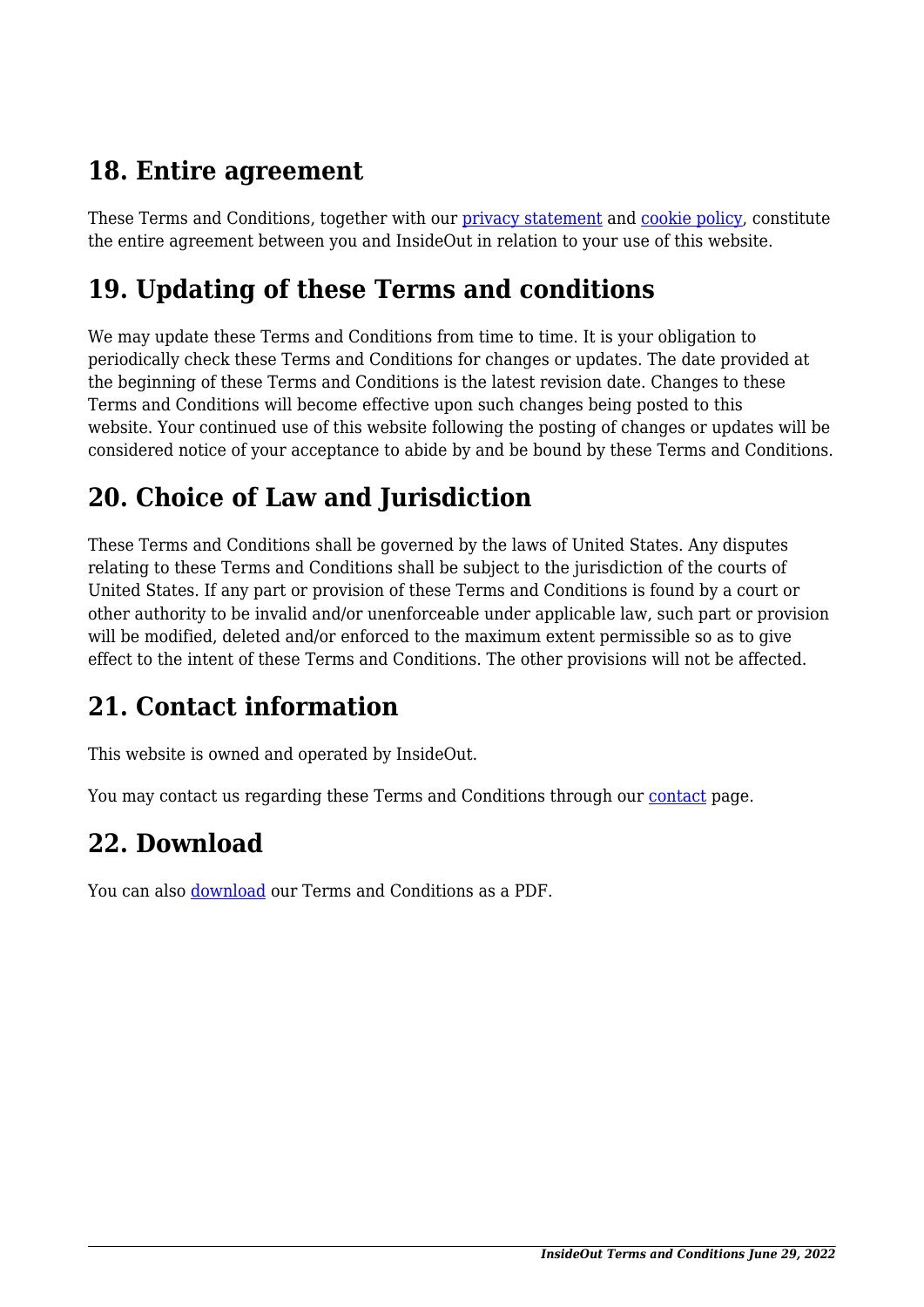## 18. Entire agreement

These Terms and Conditions, together with our privacy statement and cookie policy, constitute the entire agreement between you and InsideOut in relation to your use of this website.

## 19. Updating of these Terms and conditions

We may update these Terms and Conditions from time to time. It is your obligation to periodically check these Terms and Conditions for changes or updates. The date provided at the beginning of these Terms and Conditions is the latest revision date. Changes to these Terms and Conditions will become effective upon such changes being posted to this website. Your continued use of this website following the posting of changes or updates will be considered notice of your acceptance to abide by and be bound by these Terms and Conditions.

## 20. Choice of Law and Jurisdiction

These Terms and Conditions shall be governed by the laws of United States. Any disputes relating to these Terms and Conditions shall be subject to the jurisdiction of the courts of United States. If any part or provision of these Terms and Conditions is found by a court or other authority to be invalid and/or unenforceable under applicable law, such part or provision will be modified, deleted and/or enforced to the maximum extent permissible so as to give effect to the intent of these Terms and Conditions. The other provisions will not be affected.

## 21. Contact information

This website is owned and operated by InsideOut.

You may contact us regarding these Terms and Conditions through our contact page.

## 22. Download

You can also download our Terms and Conditions as a PDF.